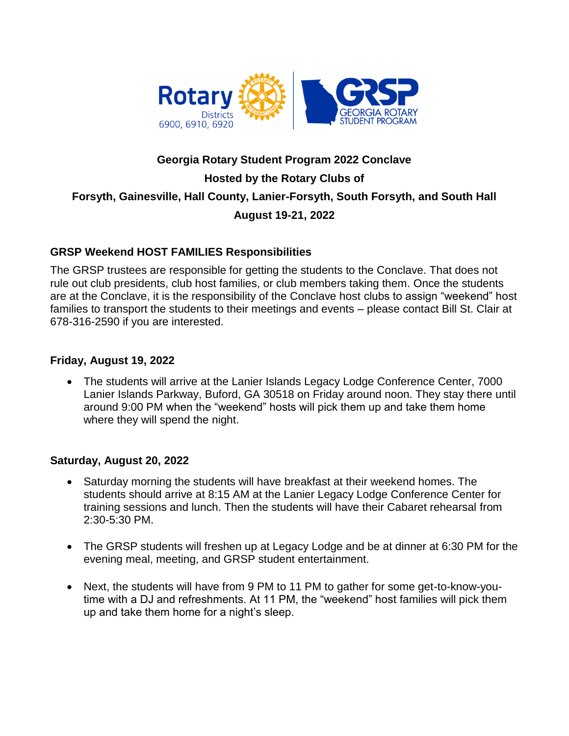Rotary Districts 6900, 6910, 6920 | GRSP GEORGIA ROTARY STUDENT PROGRAM

# Georgia Rotary Student Program 2022 Conclave

## Hosted by the Rotary Clubs of

## Forsyth, Gainesville, Hall County, Lanier-Forsyth, South Forsyth, and South Hall

## August 19-21, 2022

### GRSP Weekend HOST FAMILIES Responsibilities

The GRSP trustees are responsible for getting the students to the Conclave. That does not rule out club presidents, club host families, or club members taking them. Once the students are at the Conclave, it is the responsibility of the Conclave host clubs to assign "weekend" host families to transport the students to their meetings and events – please contact Bill St. Clair at 678-316-2590 if you are interested.

### Friday, August 19, 2022

- The students will arrive at the Lanier Islands Legacy Lodge Conference Center, 7000 Lanier Islands Parkway, Buford, GA 30518 on Friday around noon. They stay there until around 9:00 PM when the "weekend" hosts will pick them up and take them home where they will spend the night.

### Saturday, August 20, 2022

- Saturday morning the students will have breakfast at their weekend homes. The students should arrive at 8:15 AM at the Lanier Legacy Lodge Conference Center for training sessions and lunch. Then the students will have their Cabaret rehearsal from 2:30-5:30 PM.

- The GRSP students will freshen up at Legacy Lodge and be at dinner at 6:30 PM for the evening meal, meeting, and GRSP student entertainment.

- Next, the students will have from 9 PM to 11 PM to gather for some get-to-know-you-time with a DJ and refreshments. At 11 PM, the "weekend" host families will pick them up and take them home for a night's sleep.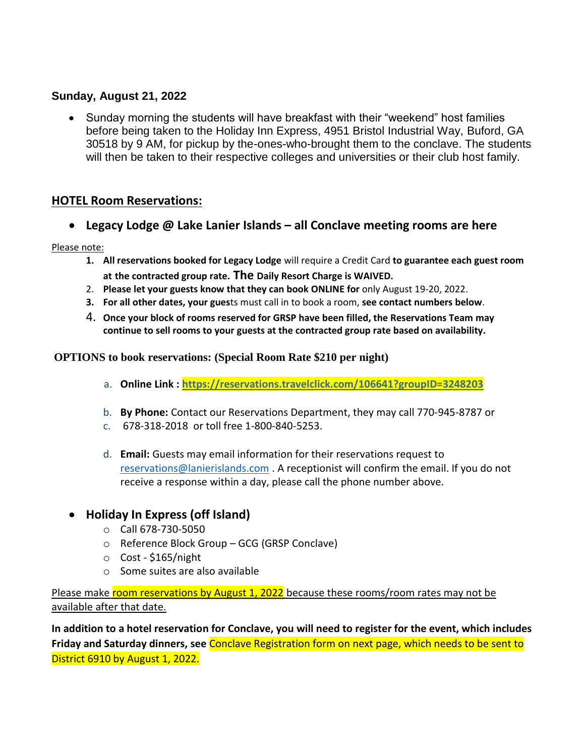**Sunday, August 21, 2022**

- Sunday morning the students will have breakfast with their "weekend" host families before being taken to the Holiday Inn Express, 4951 Bristol Industrial Way, Buford, GA 30518 by 9 AM, for pickup by the-ones-who-brought them to the conclave. The students will then be taken to their respective colleges and universities or their club host family.

## HOTEL Room Reservations:

- **Legacy Lodge @ Lake Lanier Islands – all Conclave meeting rooms are here**

Please note:

1. **All reservations booked for Legacy Lodge** will require a Credit Card **to guarantee each guest room at the contracted group rate. The Daily Resort Charge is WAIVED.**
2. **Please let your guests know that they can book ONLINE for** only August 19-20, 2022.
3. **For all other dates, your gues**ts must call in to book a room, **see contact numbers below**.
4. **Once your block of rooms reserved for GRSP have been filled, the Reservations Team may continue to sell rooms to your guests at the contracted group rate based on availability.**

**OPTIONS to book reservations: (Special Room Rate $210 per night)**

a. **Online Link : https://reservations.travelclick.com/106641?groupID=3248203**

b. **By Phone:** Contact our Reservations Department, they may call 770-945-8787 or
c. 678-318-2018 or toll free 1-800-840-5253.

d. **Email:** Guests may email information for their reservations request to reservations@lanierislands.com . A receptionist will confirm the email. If you do not receive a response within a day, please call the phone number above.

- **Holiday In Express (off Island)**
  - Call 678-730-5050
  - Reference Block Group – GCG (GRSP Conclave)
  - Cost - $165/night
  - Some suites are also available

Please make room reservations by August 1, 2022 because these rooms/room rates may not be available after that date.

**In addition to a hotel reservation for Conclave, you will need to register for the event, which includes Friday and Saturday dinners, see** Conclave Registration form on next page, which needs to be sent to District 6910 by August 1, 2022.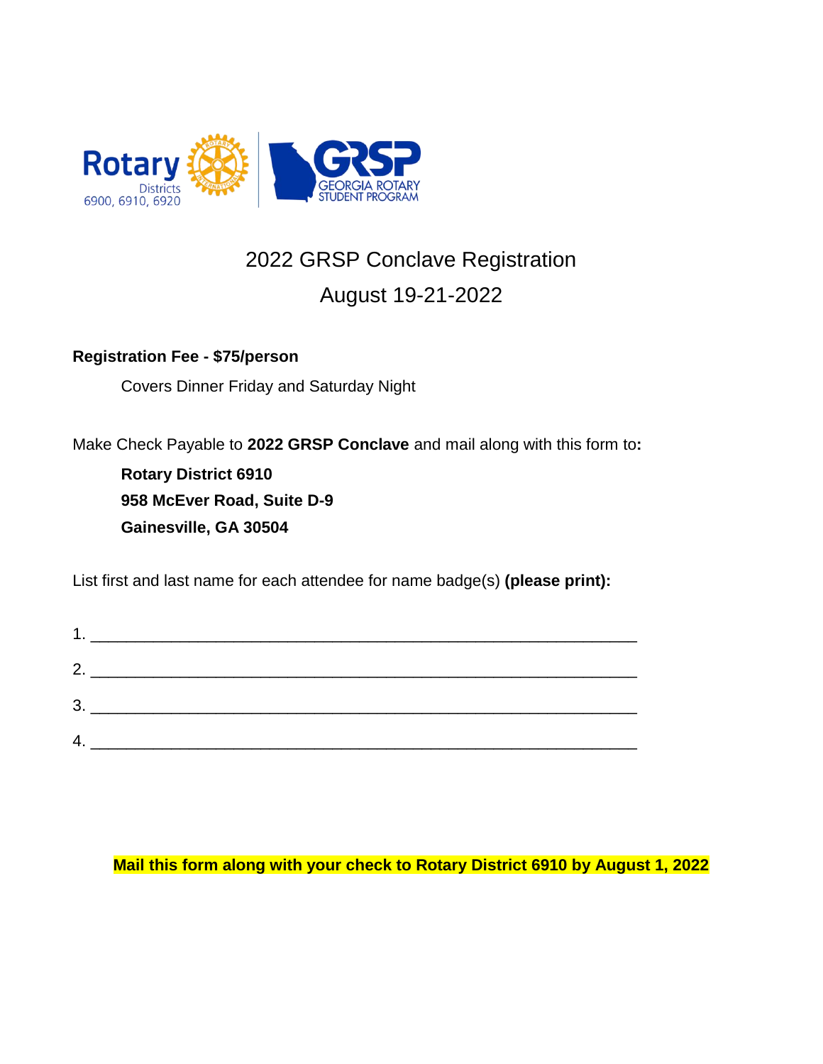# 2022 GRSP Conclave Registration

## August 19-21-2022

**Registration Fee - $75/person**

Covers Dinner Friday and Saturday Night

Make Check Payable to **2022 GRSP Conclave** and mail along with this form to**:**

**Rotary District 6910**
**958 McEver Road, Suite D-9**
**Gainesville, GA 30504**

List first and last name for each attendee for name badge(s) **(please print):**

1. ____________________________________________________________

2. ____________________________________________________________

3. ____________________________________________________________

4. ____________________________________________________________

**Mail this form along with your check to Rotary District 6910 by August 1, 2022**